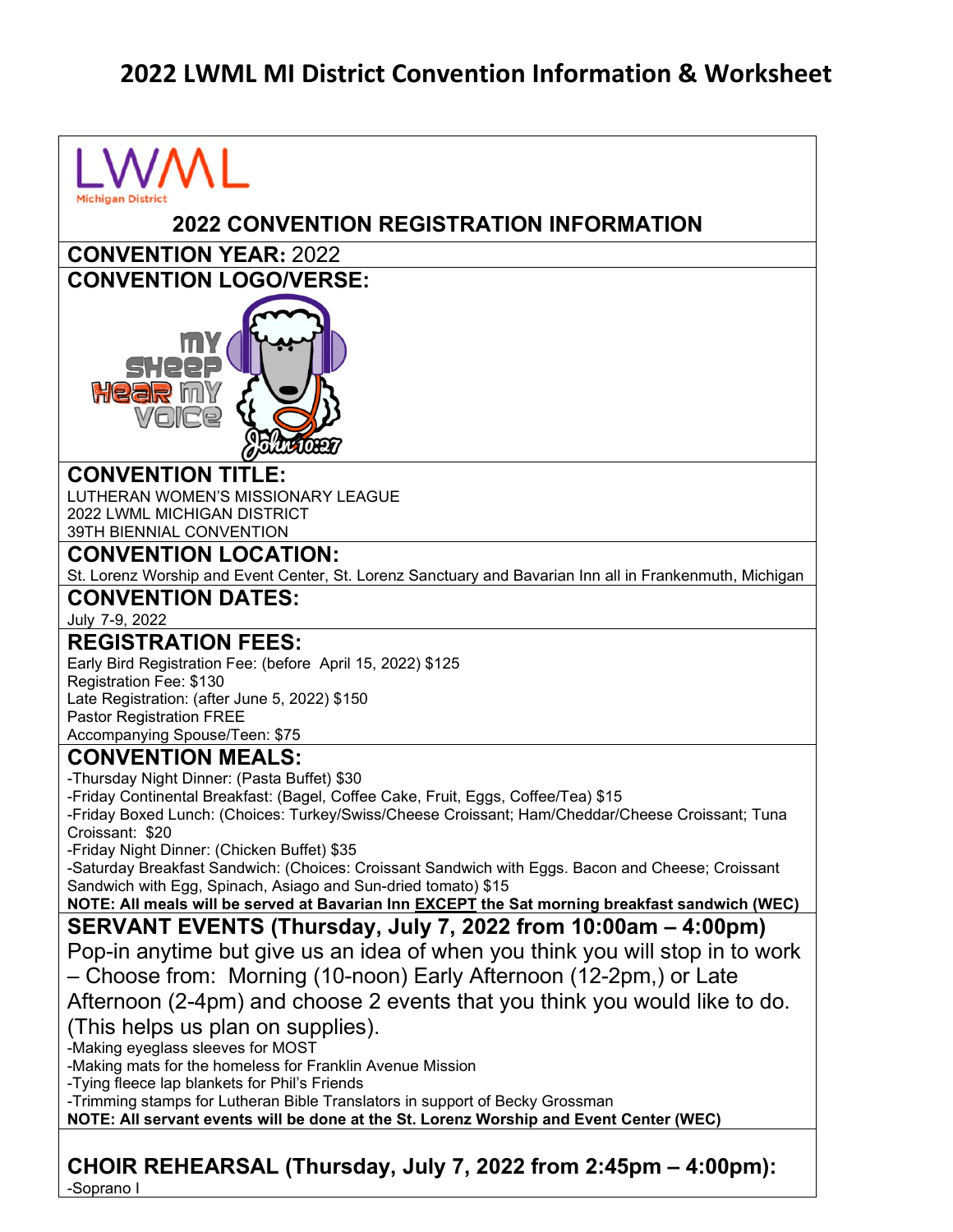# 2022 LWML MI District Convention Information & Worksheet

LWML
Michigan District

## 2022 CONVENTION REGISTRATION INFORMATION

**CONVENTION YEAR:** 2022

**CONVENTION LOGO/VERSE:**

MY SHEEP HEAR MY VOICE
John 10:27

**CONVENTION TITLE:**

LUTHERAN WOMEN'S MISSIONARY LEAGUE
2022 LWML MICHIGAN DISTRICT
39TH BIENNIAL CONVENTION

**CONVENTION LOCATION:**

St. Lorenz Worship and Event Center, St. Lorenz Sanctuary and Bavarian Inn all in Frankenmuth, Michigan

**CONVENTION DATES:**

July 7-9, 2022

**REGISTRATION FEES:**

Early Bird Registration Fee: (before April 15, 2022) $125
Registration Fee: $130
Late Registration: (after June 5, 2022) $150
Pastor Registration FREE
Accompanying Spouse/Teen: $75

**CONVENTION MEALS:**

-Thursday Night Dinner: (Pasta Buffet) $30
-Friday Continental Breakfast: (Bagel, Coffee Cake, Fruit, Eggs, Coffee/Tea) $15
-Friday Boxed Lunch: (Choices: Turkey/Swiss/Cheese Croissant; Ham/Cheddar/Cheese Croissant; Tuna Croissant: $20
-Friday Night Dinner: (Chicken Buffet) $35
-Saturday Breakfast Sandwich: (Choices: Croissant Sandwich with Eggs. Bacon and Cheese; Croissant Sandwich with Egg, Spinach, Asiago and Sun-dried tomato) $15
**NOTE: All meals will be served at Bavarian Inn EXCEPT the Sat morning breakfast sandwich (WEC)**

**SERVANT EVENTS (Thursday, July 7, 2022 from 10:00am – 4:00pm)**

Pop-in anytime but give us an idea of when you think you will stop in to work – Choose from: Morning (10-noon) Early Afternoon (12-2pm,) or Late Afternoon (2-4pm) and choose 2 events that you think you would like to do. (This helps us plan on supplies).

-Making eyeglass sleeves for MOST
-Making mats for the homeless for Franklin Avenue Mission
-Tying fleece lap blankets for Phil's Friends
-Trimming stamps for Lutheran Bible Translators in support of Becky Grossman
**NOTE: All servant events will be done at the St. Lorenz Worship and Event Center (WEC)**

**CHOIR REHEARSAL (Thursday, July 7, 2022 from 2:45pm – 4:00pm):**

-Soprano I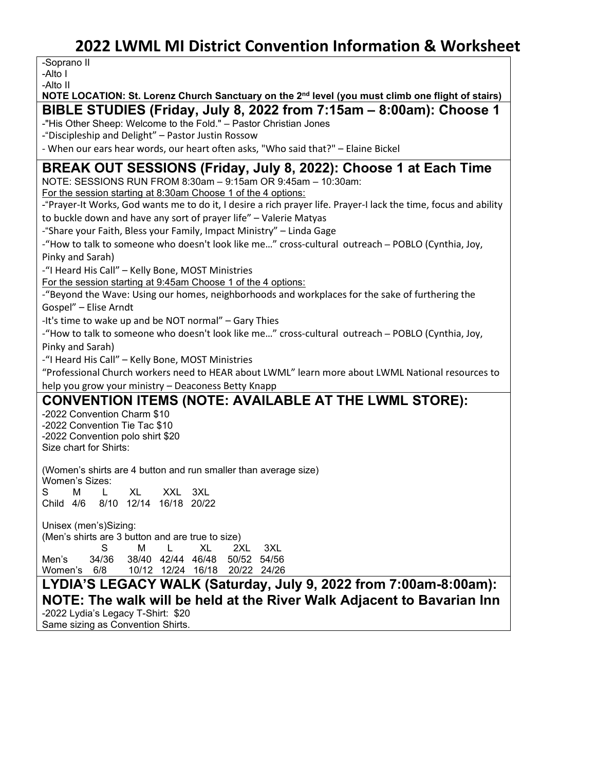# 2022 LWML MI District Convention Information & Worksheet

-Soprano II
-Alto I
-Alto II

**NOTE LOCATION: St. Lorenz Church Sanctuary on the 2nd level (you must climb one flight of stairs)**

## BIBLE STUDIES (Friday, July 8, 2022 from 7:15am – 8:00am): Choose 1

-"His Other Sheep: Welcome to the Fold." – Pastor Christian Jones
-"Discipleship and Delight" – Pastor Justin Rossow
- When our ears hear words, our heart often asks, "Who said that?" – Elaine Bickel

## BREAK OUT SESSIONS (Friday, July 8, 2022): Choose 1 at Each Time

NOTE: SESSIONS RUN FROM 8:30am – 9:15am OR 9:45am – 10:30am:

For the session starting at 8:30am Choose 1 of the 4 options:

-"Prayer-It Works, God wants me to do it, I desire a rich prayer life. Prayer-I lack the time, focus and ability to buckle down and have any sort of prayer life" – Valerie Matyas
-"Share your Faith, Bless your Family, Impact Ministry" – Linda Gage
-"How to talk to someone who doesn't look like me…" cross-cultural outreach – POBLO (Cynthia, Joy, Pinky and Sarah)
-"I Heard His Call" – Kelly Bone, MOST Ministries

For the session starting at 9:45am Choose 1 of the 4 options:

-"Beyond the Wave: Using our homes, neighborhoods and workplaces for the sake of furthering the Gospel" – Elise Arndt
-It's time to wake up and be NOT normal" – Gary Thies
-"How to talk to someone who doesn't look like me…" cross-cultural outreach – POBLO (Cynthia, Joy, Pinky and Sarah)
-"I Heard His Call" – Kelly Bone, MOST Ministries
"Professional Church workers need to HEAR about LWML" learn more about LWML National resources to help you grow your ministry – Deaconess Betty Knapp

## CONVENTION ITEMS (NOTE: AVAILABLE AT THE LWML STORE):

-2022 Convention Charm $10
-2022 Convention Tie Tac $10
-2022 Convention polo shirt $20
Size chart for Shirts:

(Women's shirts are 4 button and run smaller than average size)
Women's Sizes:

| S | M | L | XL | XXL | 3XL |
|---|---|---|---|---|---|
| Child 4/6 | 8/10 | 12/14 | 16/18 | 20/22 | |

Unisex (men's)Sizing:
(Men's shirts are 3 button and are true to size)

| | S | M | L | XL | 2XL | 3XL |
|---|---|---|---|---|---|---|
| Men's | 34/36 | 38/40 | 42/44 | 46/48 | 50/52 | 54/56 |
| Women's | 6/8 | 10/12 | 12/24 | 16/18 | 20/22 | 24/26 |

## LYDIA'S LEGACY WALK (Saturday, July 9, 2022 from 7:00am-8:00am): NOTE: The walk will be held at the River Walk Adjacent to Bavarian Inn

-2022 Lydia's Legacy T-Shirt: $20
Same sizing as Convention Shirts.